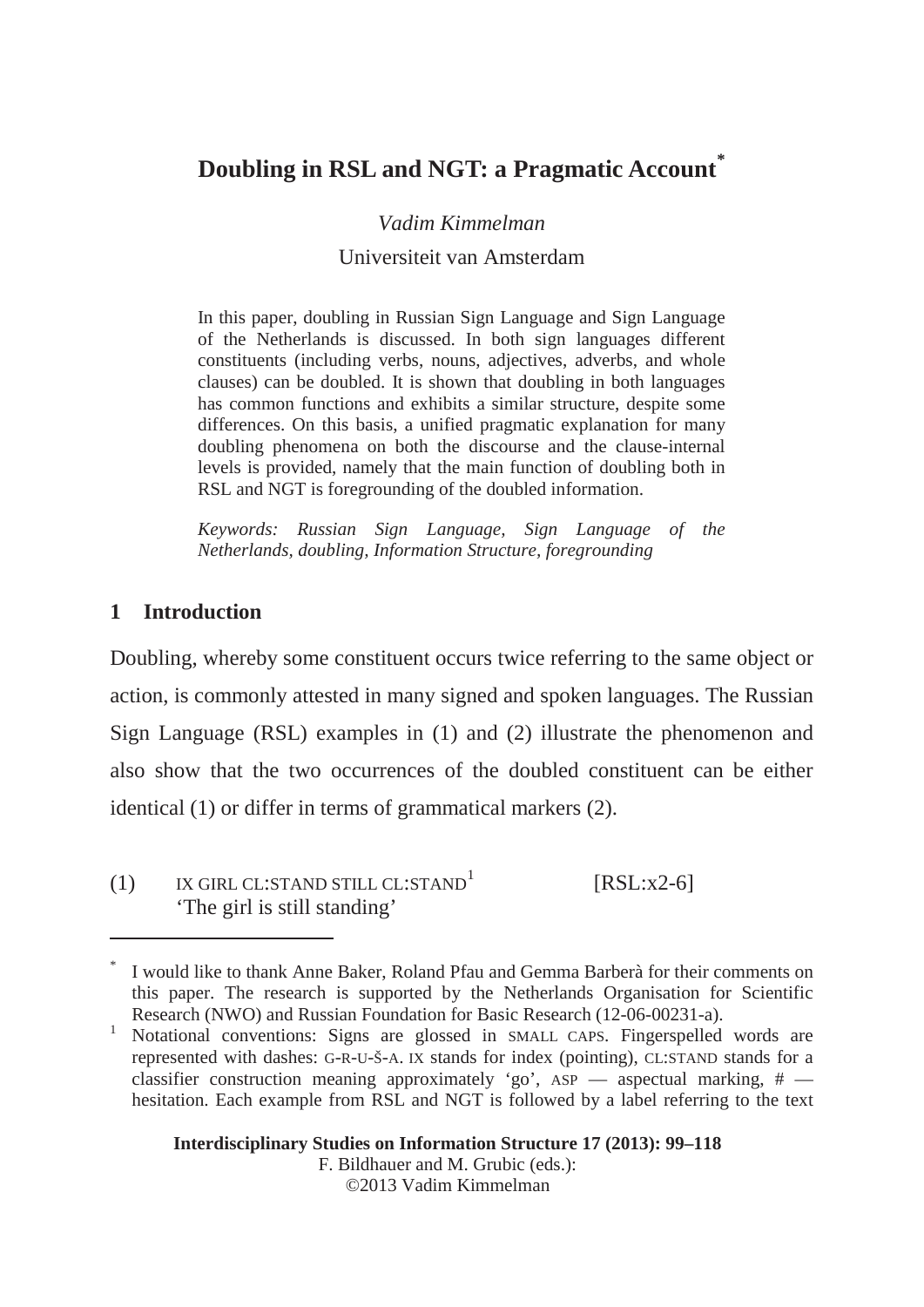# Doubling in RSL and NGT: a Pragmatic Account[*]

*Vadim Kimmelman*

Universiteit van Amsterdam

In this paper, doubling in Russian Sign Language and Sign Language of the Netherlands is discussed. In both sign languages different constituents (including verbs, nouns, adjectives, adverbs, and whole clauses) can be doubled. It is shown that doubling in both languages has common functions and exhibits a similar structure, despite some differences. On this basis, a unified pragmatic explanation for many doubling phenomena on both the discourse and the clause-internal levels is provided, namely that the main function of doubling both in RSL and NGT is foregrounding of the doubled information.

*Keywords: Russian Sign Language, Sign Language of the Netherlands, doubling, Information Structure, foregrounding*

## 1 Introduction

Doubling, whereby some constituent occurs twice referring to the same object or action, is commonly attested in many signed and spoken languages. The Russian Sign Language (RSL) examples in (1) and (2) illustrate the phenomenon and also show that the two occurrences of the doubled constituent can be either identical (1) or differ in terms of grammatical markers (2).

(1) IX GIRL CL:STAND STILL CL:STAND[1] [RSL:x2-6]
'The girl is still standing'

---

[*] I would like to thank Anne Baker, Roland Pfau and Gemma Barberà for their comments on this paper. The research is supported by the Netherlands Organisation for Scientific Research (NWO) and Russian Foundation for Basic Research (12-06-00231-a).

[1] Notational conventions: Signs are glossed in SMALL CAPS. Fingerspelled words are represented with dashes: G-R-U-Š-A. IX stands for index (pointing), CL:STAND stands for a classifier construction meaning approximately 'go', ASP — aspectual marking, # — hesitation. Each example from RSL and NGT is followed by a label referring to the text

**Interdisciplinary Studies on Information Structure 17 (2013): 99–118**
F. Bildhauer and M. Grubic (eds.):
©2013 Vadim Kimmelman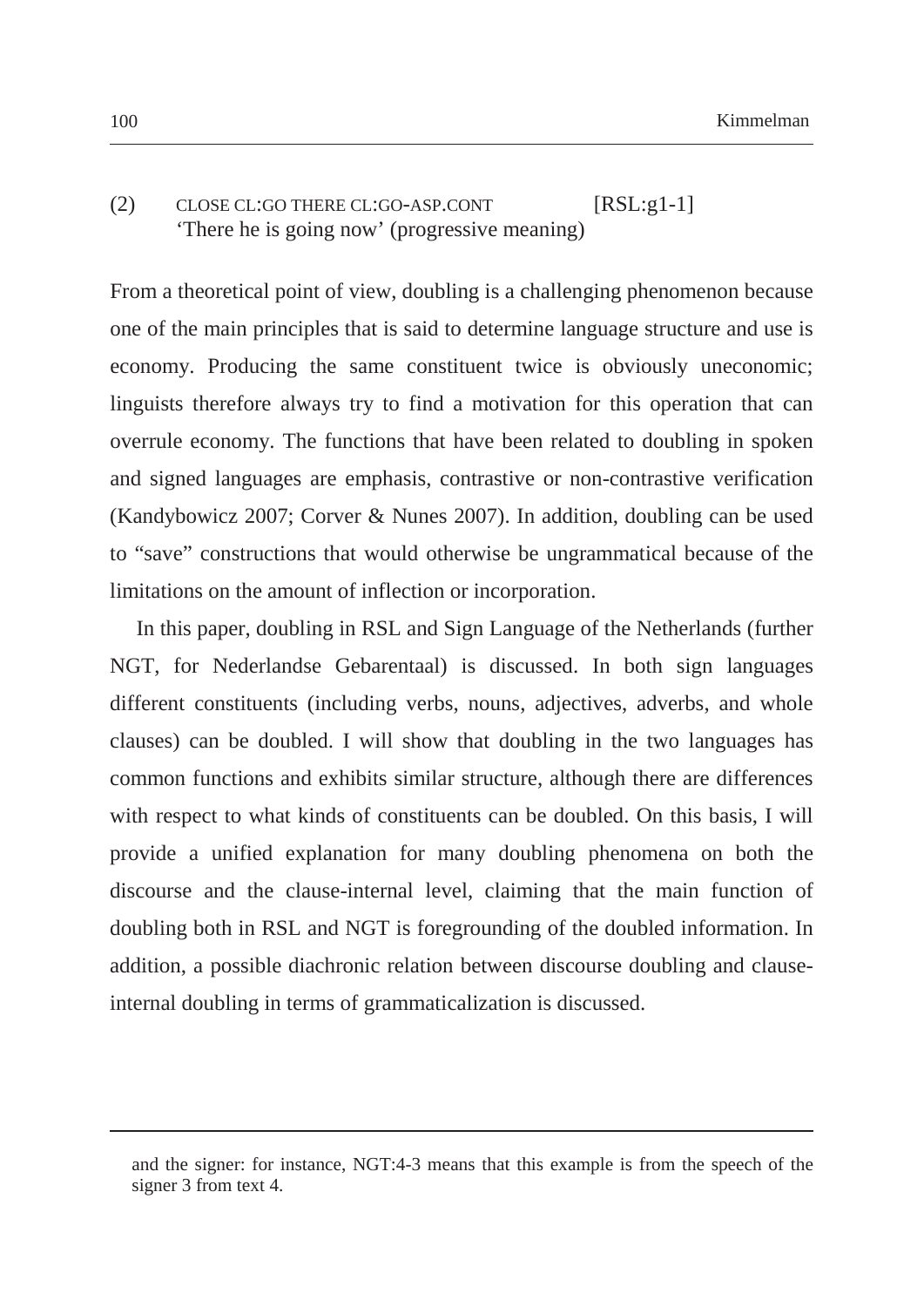(2) CLOSE CL:GO THERE CL:GO-ASP.CONT [RSL:g1-1]
'There he is going now' (progressive meaning)

From a theoretical point of view, doubling is a challenging phenomenon because one of the main principles that is said to determine language structure and use is economy. Producing the same constituent twice is obviously uneconomic; linguists therefore always try to find a motivation for this operation that can overrule economy. The functions that have been related to doubling in spoken and signed languages are emphasis, contrastive or non-contrastive verification (Kandybowicz 2007; Corver & Nunes 2007). In addition, doubling can be used to "save" constructions that would otherwise be ungrammatical because of the limitations on the amount of inflection or incorporation.

In this paper, doubling in RSL and Sign Language of the Netherlands (further NGT, for Nederlandse Gebarentaal) is discussed. In both sign languages different constituents (including verbs, nouns, adjectives, adverbs, and whole clauses) can be doubled. I will show that doubling in the two languages has common functions and exhibits similar structure, although there are differences with respect to what kinds of constituents can be doubled. On this basis, I will provide a unified explanation for many doubling phenomena on both the discourse and the clause-internal level, claiming that the main function of doubling both in RSL and NGT is foregrounding of the doubled information. In addition, a possible diachronic relation between discourse doubling and clause-internal doubling in terms of grammaticalization is discussed.

---

and the signer: for instance, NGT:4-3 means that this example is from the speech of the signer 3 from text 4.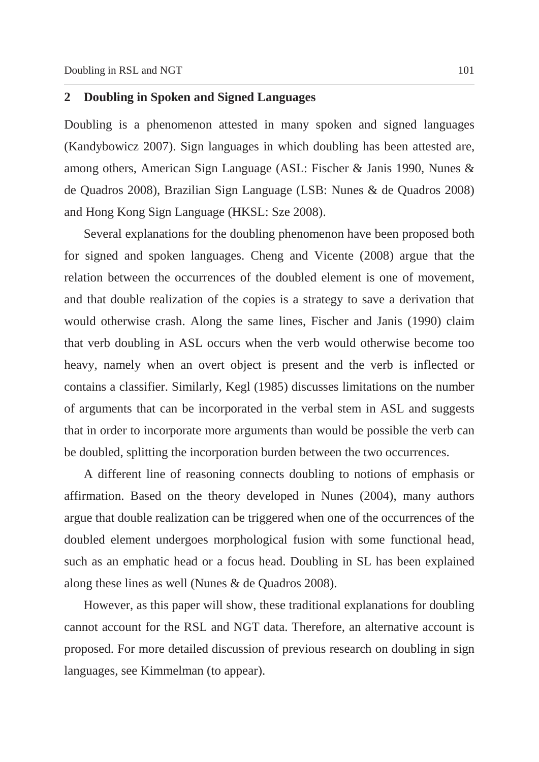## 2 Doubling in Spoken and Signed Languages

Doubling is a phenomenon attested in many spoken and signed languages (Kandybowicz 2007). Sign languages in which doubling has been attested are, among others, American Sign Language (ASL: Fischer & Janis 1990, Nunes & de Quadros 2008), Brazilian Sign Language (LSB: Nunes & de Quadros 2008) and Hong Kong Sign Language (HKSL: Sze 2008).

Several explanations for the doubling phenomenon have been proposed both for signed and spoken languages. Cheng and Vicente (2008) argue that the relation between the occurrences of the doubled element is one of movement, and that double realization of the copies is a strategy to save a derivation that would otherwise crash. Along the same lines, Fischer and Janis (1990) claim that verb doubling in ASL occurs when the verb would otherwise become too heavy, namely when an overt object is present and the verb is inflected or contains a classifier. Similarly, Kegl (1985) discusses limitations on the number of arguments that can be incorporated in the verbal stem in ASL and suggests that in order to incorporate more arguments than would be possible the verb can be doubled, splitting the incorporation burden between the two occurrences.

A different line of reasoning connects doubling to notions of emphasis or affirmation. Based on the theory developed in Nunes (2004), many authors argue that double realization can be triggered when one of the occurrences of the doubled element undergoes morphological fusion with some functional head, such as an emphatic head or a focus head. Doubling in SL has been explained along these lines as well (Nunes & de Quadros 2008).

However, as this paper will show, these traditional explanations for doubling cannot account for the RSL and NGT data. Therefore, an alternative account is proposed. For more detailed discussion of previous research on doubling in sign languages, see Kimmelman (to appear).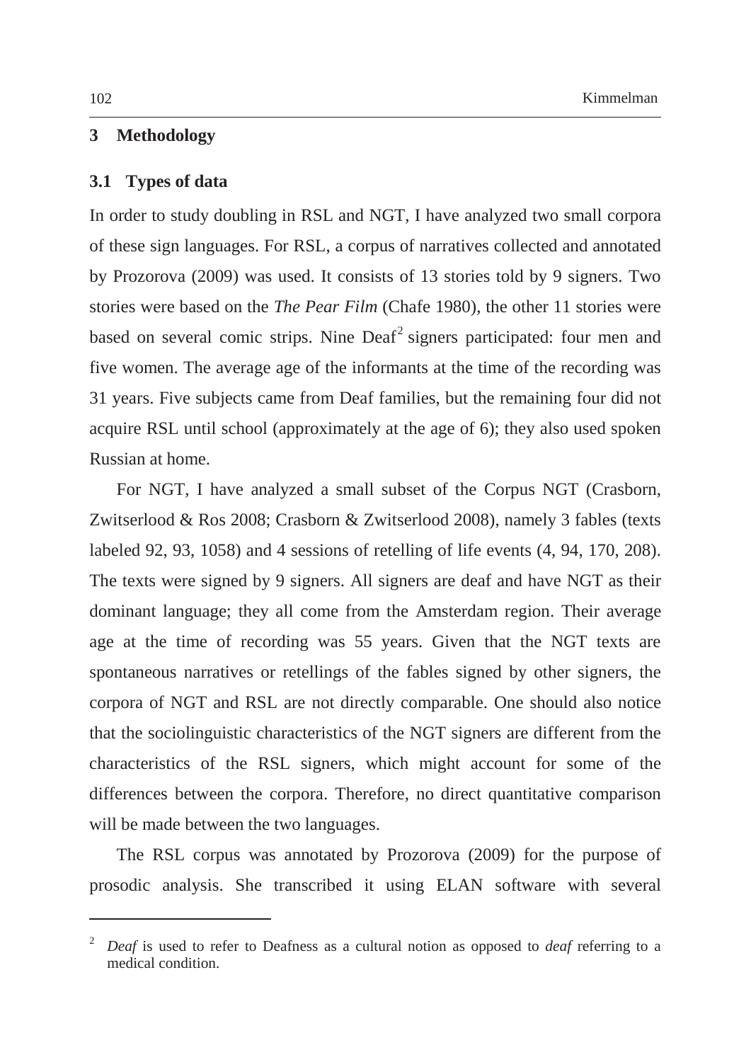## 3 Methodology

### 3.1 Types of data

In order to study doubling in RSL and NGT, I have analyzed two small corpora of these sign languages. For RSL, a corpus of narratives collected and annotated by Prozorova (2009) was used. It consists of 13 stories told by 9 signers. Two stories were based on the *The Pear Film* (Chafe 1980), the other 11 stories were based on several comic strips. Nine Deaf[2] signers participated: four men and five women. The average age of the informants at the time of the recording was 31 years. Five subjects came from Deaf families, but the remaining four did not acquire RSL until school (approximately at the age of 6); they also used spoken Russian at home.

For NGT, I have analyzed a small subset of the Corpus NGT (Crasborn, Zwitserlood & Ros 2008; Crasborn & Zwitserlood 2008), namely 3 fables (texts labeled 92, 93, 1058) and 4 sessions of retelling of life events (4, 94, 170, 208). The texts were signed by 9 signers. All signers are deaf and have NGT as their dominant language; they all come from the Amsterdam region. Their average age at the time of recording was 55 years. Given that the NGT texts are spontaneous narratives or retellings of the fables signed by other signers, the corpora of NGT and RSL are not directly comparable. One should also notice that the sociolinguistic characteristics of the NGT signers are different from the characteristics of the RSL signers, which might account for some of the differences between the corpora. Therefore, no direct quantitative comparison will be made between the two languages.

The RSL corpus was annotated by Prozorova (2009) for the purpose of prosodic analysis. She transcribed it using ELAN software with several

---

[2] *Deaf* is used to refer to Deafness as a cultural notion as opposed to *deaf* referring to a medical condition.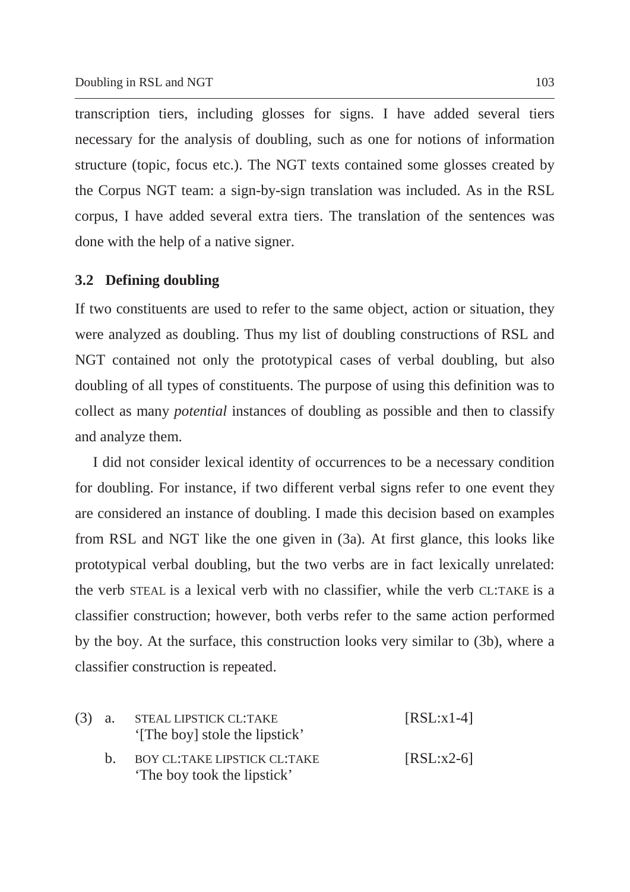transcription tiers, including glosses for signs. I have added several tiers necessary for the analysis of doubling, such as one for notions of information structure (topic, focus etc.). The NGT texts contained some glosses created by the Corpus NGT team: a sign-by-sign translation was included. As in the RSL corpus, I have added several extra tiers. The translation of the sentences was done with the help of a native signer.

### 3.2 Defining doubling

If two constituents are used to refer to the same object, action or situation, they were analyzed as doubling. Thus my list of doubling constructions of RSL and NGT contained not only the prototypical cases of verbal doubling, but also doubling of all types of constituents. The purpose of using this definition was to collect as many *potential* instances of doubling as possible and then to classify and analyze them.

I did not consider lexical identity of occurrences to be a necessary condition for doubling. For instance, if two different verbal signs refer to one event they are considered an instance of doubling. I made this decision based on examples from RSL and NGT like the one given in (3a). At first glance, this looks like prototypical verbal doubling, but the two verbs are in fact lexically unrelated: the verb STEAL is a lexical verb with no classifier, while the verb CL:TAKE is a classifier construction; however, both verbs refer to the same action performed by the boy. At the surface, this construction looks very similar to (3b), where a classifier construction is repeated.

(3) a. STEAL LIPSTICK CL:TAKE [RSL:x1-4]
'[The boy] stole the lipstick'

b. BOY CL:TAKE LIPSTICK CL:TAKE [RSL:x2-6]
'The boy took the lipstick'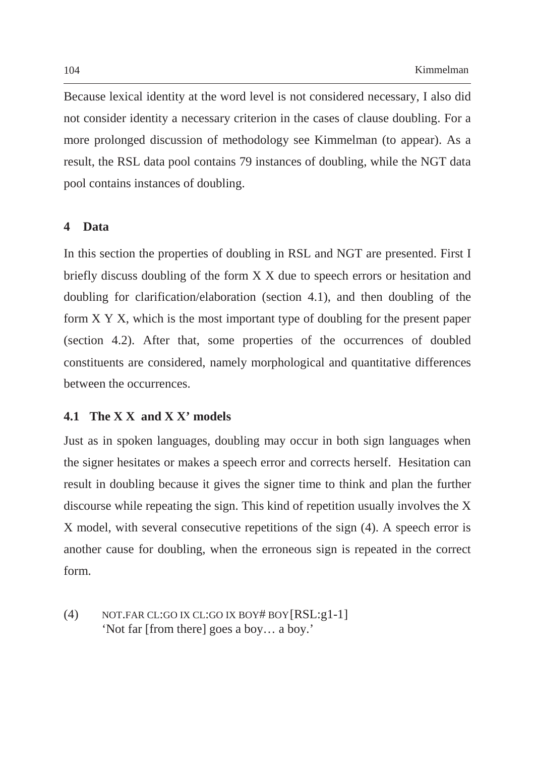Because lexical identity at the word level is not considered necessary, I also did not consider identity a necessary criterion in the cases of clause doubling. For a more prolonged discussion of methodology see Kimmelman (to appear). As a result, the RSL data pool contains 79 instances of doubling, while the NGT data pool contains instances of doubling.

## 4 Data

In this section the properties of doubling in RSL and NGT are presented. First I briefly discuss doubling of the form X X due to speech errors or hesitation and doubling for clarification/elaboration (section 4.1), and then doubling of the form X Y X, which is the most important type of doubling for the present paper (section 4.2). After that, some properties of the occurrences of doubled constituents are considered, namely morphological and quantitative differences between the occurrences.

### 4.1 The X X and X X' models

Just as in spoken languages, doubling may occur in both sign languages when the signer hesitates or makes a speech error and corrects herself. Hesitation can result in doubling because it gives the signer time to think and plan the further discourse while repeating the sign. This kind of repetition usually involves the X X model, with several consecutive repetitions of the sign (4). A speech error is another cause for doubling, when the erroneous sign is repeated in the correct form.

(4) NOT.FAR CL:GO IX CL:GO IX BOY# BOY[RSL:g1-1]
'Not far [from there] goes a boy… a boy.'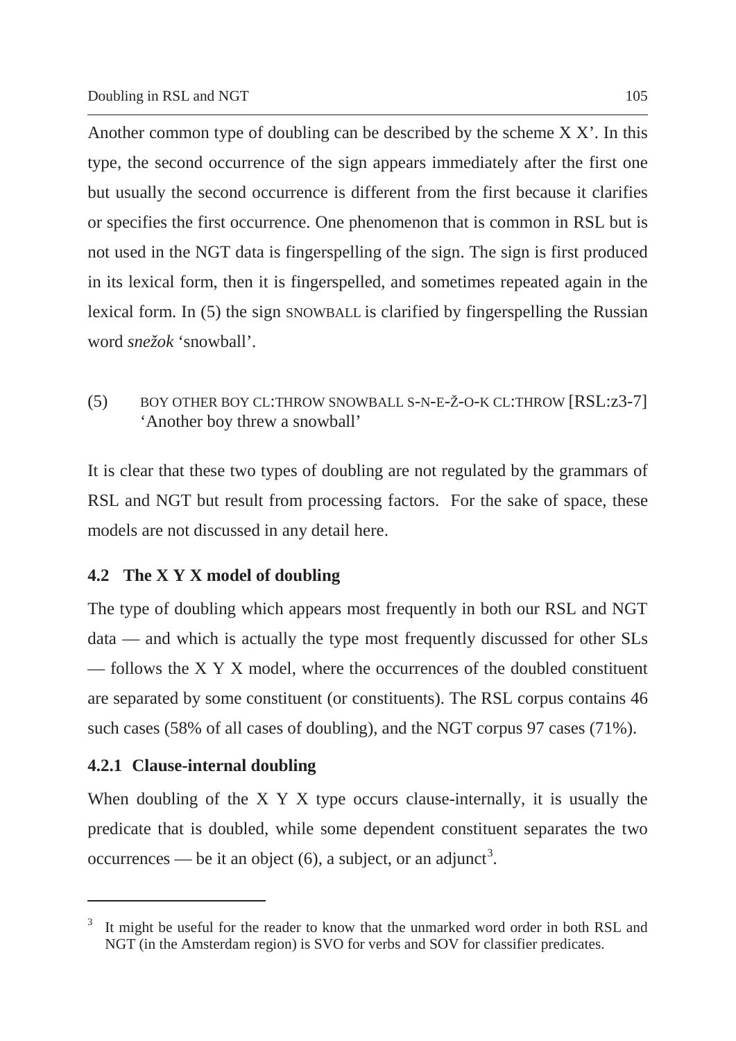Another common type of doubling can be described by the scheme X X'. In this type, the second occurrence of the sign appears immediately after the first one but usually the second occurrence is different from the first because it clarifies or specifies the first occurrence. One phenomenon that is common in RSL but is not used in the NGT data is fingerspelling of the sign. The sign is first produced in its lexical form, then it is fingerspelled, and sometimes repeated again in the lexical form. In (5) the sign SNOWBALL is clarified by fingerspelling the Russian word *snežok* 'snowball'.

(5) BOY OTHER BOY CL:THROW SNOWBALL S-N-E-Ž-O-K CL:THROW [RSL:z3-7]
'Another boy threw a snowball'

It is clear that these two types of doubling are not regulated by the grammars of RSL and NGT but result from processing factors. For the sake of space, these models are not discussed in any detail here.

### 4.2 The X Y X model of doubling

The type of doubling which appears most frequently in both our RSL and NGT data — and which is actually the type most frequently discussed for other SLs — follows the X Y X model, where the occurrences of the doubled constituent are separated by some constituent (or constituents). The RSL corpus contains 46 such cases (58% of all cases of doubling), and the NGT corpus 97 cases (71%).

#### 4.2.1 Clause-internal doubling

When doubling of the X Y X type occurs clause-internally, it is usually the predicate that is doubled, while some dependent constituent separates the two occurrences — be it an object (6), a subject, or an adjunct[3].

[3] It might be useful for the reader to know that the unmarked word order in both RSL and NGT (in the Amsterdam region) is SVO for verbs and SOV for classifier predicates.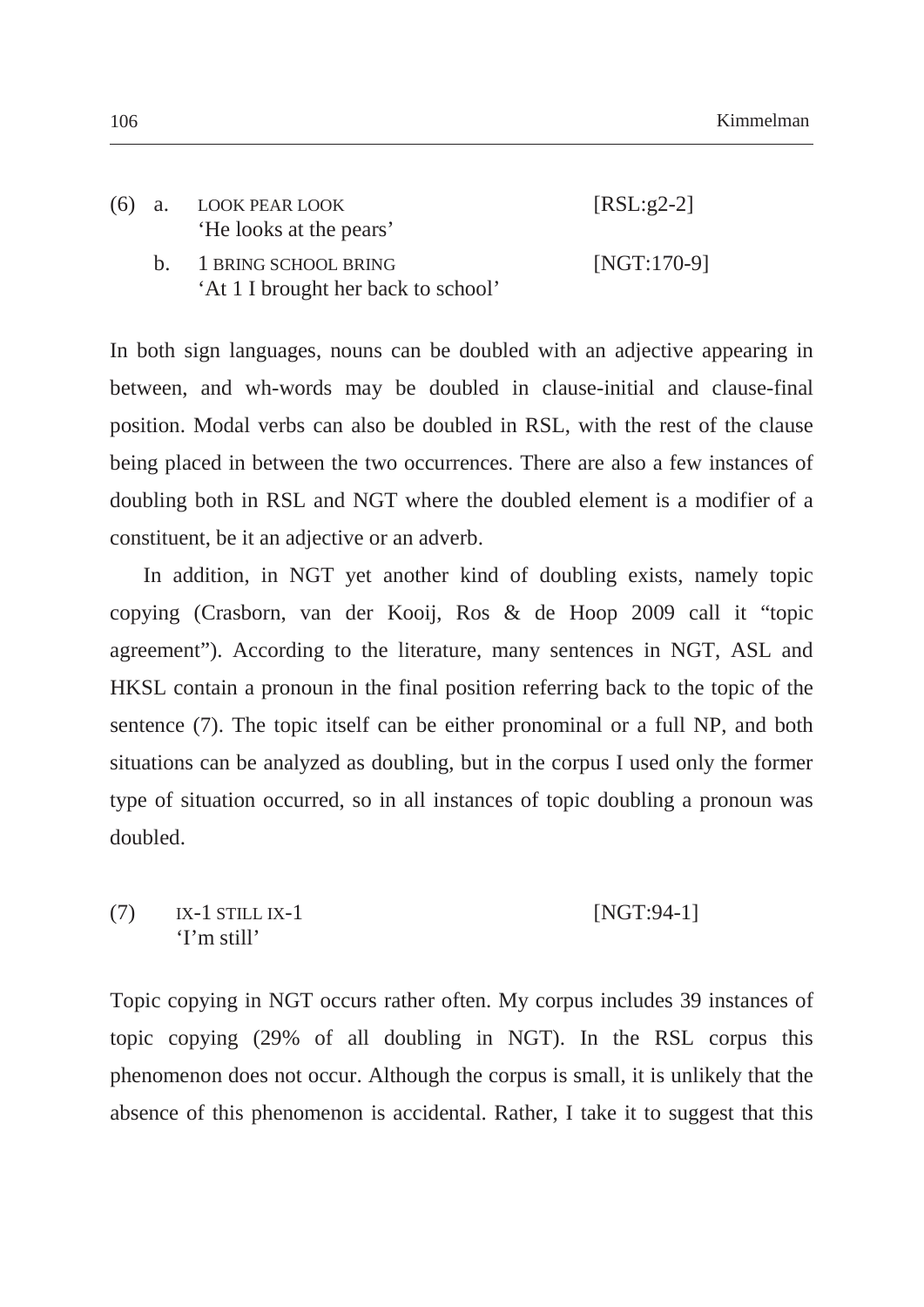(6) a. LOOK PEAR LOOK [RSL:g2-2]
'He looks at the pears'

b. 1 BRING SCHOOL BRING [NGT:170-9]
'At 1 I brought her back to school'

In both sign languages, nouns can be doubled with an adjective appearing in between, and wh-words may be doubled in clause-initial and clause-final position. Modal verbs can also be doubled in RSL, with the rest of the clause being placed in between the two occurrences. There are also a few instances of doubling both in RSL and NGT where the doubled element is a modifier of a constituent, be it an adjective or an adverb.

In addition, in NGT yet another kind of doubling exists, namely topic copying (Crasborn, van der Kooij, Ros & de Hoop 2009 call it "topic agreement"). According to the literature, many sentences in NGT, ASL and HKSL contain a pronoun in the final position referring back to the topic of the sentence (7). The topic itself can be either pronominal or a full NP, and both situations can be analyzed as doubling, but in the corpus I used only the former type of situation occurred, so in all instances of topic doubling a pronoun was doubled.

(7) IX-1 STILL IX-1 [NGT:94-1]
'I'm still'

Topic copying in NGT occurs rather often. My corpus includes 39 instances of topic copying (29% of all doubling in NGT). In the RSL corpus this phenomenon does not occur. Although the corpus is small, it is unlikely that the absence of this phenomenon is accidental. Rather, I take it to suggest that this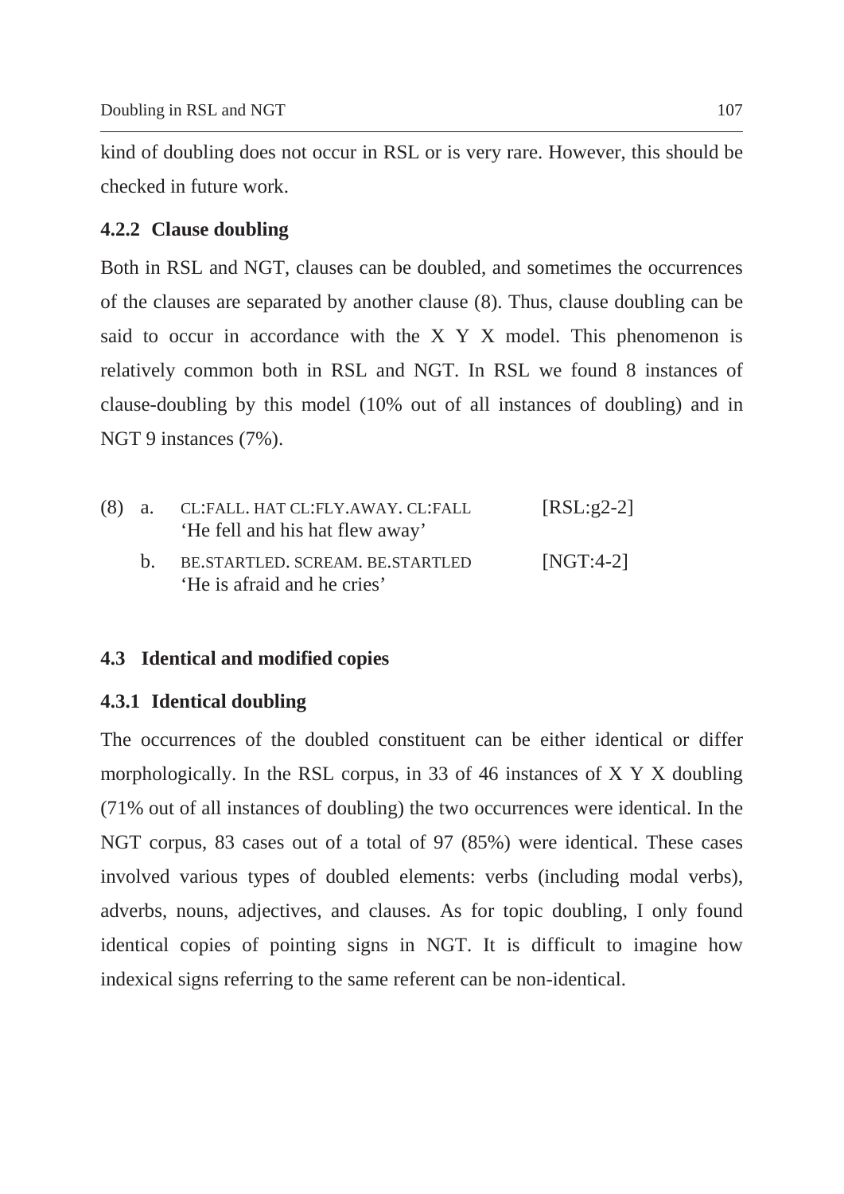kind of doubling does not occur in RSL or is very rare. However, this should be checked in future work.

### 4.2.2 Clause doubling

Both in RSL and NGT, clauses can be doubled, and sometimes the occurrences of the clauses are separated by another clause (8). Thus, clause doubling can be said to occur in accordance with the X Y X model. This phenomenon is relatively common both in RSL and NGT. In RSL we found 8 instances of clause-doubling by this model (10% out of all instances of doubling) and in NGT 9 instances (7%).

(8) a. CL:FALL. HAT CL:FLY.AWAY. CL:FALL [RSL:g2-2]
'He fell and his hat flew away'

b. BE.STARTLED. SCREAM. BE.STARTLED [NGT:4-2]
'He is afraid and he cries'

## 4.3 Identical and modified copies

### 4.3.1 Identical doubling

The occurrences of the doubled constituent can be either identical or differ morphologically. In the RSL corpus, in 33 of 46 instances of X Y X doubling (71% out of all instances of doubling) the two occurrences were identical. In the NGT corpus, 83 cases out of a total of 97 (85%) were identical. These cases involved various types of doubled elements: verbs (including modal verbs), adverbs, nouns, adjectives, and clauses. As for topic doubling, I only found identical copies of pointing signs in NGT. It is difficult to imagine how indexical signs referring to the same referent can be non-identical.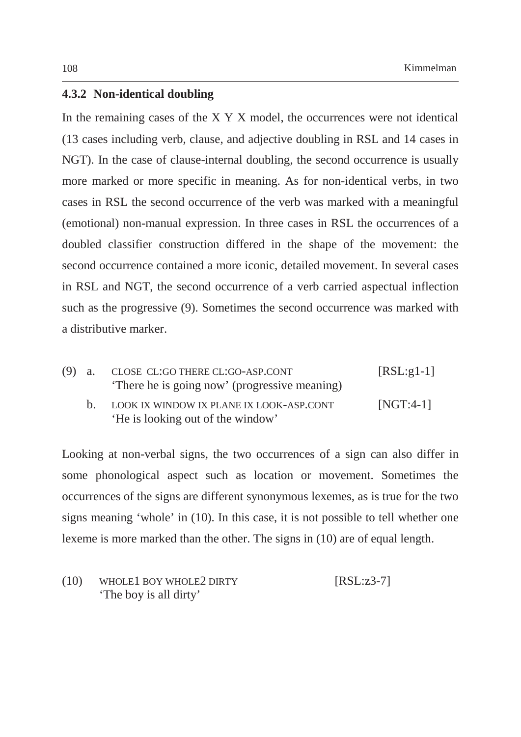### 4.3.2 Non-identical doubling

In the remaining cases of the X Y X model, the occurrences were not identical (13 cases including verb, clause, and adjective doubling in RSL and 14 cases in NGT). In the case of clause-internal doubling, the second occurrence is usually more marked or more specific in meaning. As for non-identical verbs, in two cases in RSL the second occurrence of the verb was marked with a meaningful (emotional) non-manual expression. In three cases in RSL the occurrences of a doubled classifier construction differed in the shape of the movement: the second occurrence contained a more iconic, detailed movement. In several cases in RSL and NGT, the second occurrence of a verb carried aspectual inflection such as the progressive (9). Sometimes the second occurrence was marked with a distributive marker.

(9) a. CLOSE CL:GO THERE CL:GO-ASP.CONT [RSL:g1-1]
'There he is going now' (progressive meaning)

b. LOOK IX WINDOW IX PLANE IX LOOK-ASP.CONT [NGT:4-1]
'He is looking out of the window'

Looking at non-verbal signs, the two occurrences of a sign can also differ in some phonological aspect such as location or movement. Sometimes the occurrences of the signs are different synonymous lexemes, as is true for the two signs meaning 'whole' in (10). In this case, it is not possible to tell whether one lexeme is more marked than the other. The signs in (10) are of equal length.

(10) WHOLE1 BOY WHOLE2 DIRTY [RSL:z3-7]
'The boy is all dirty'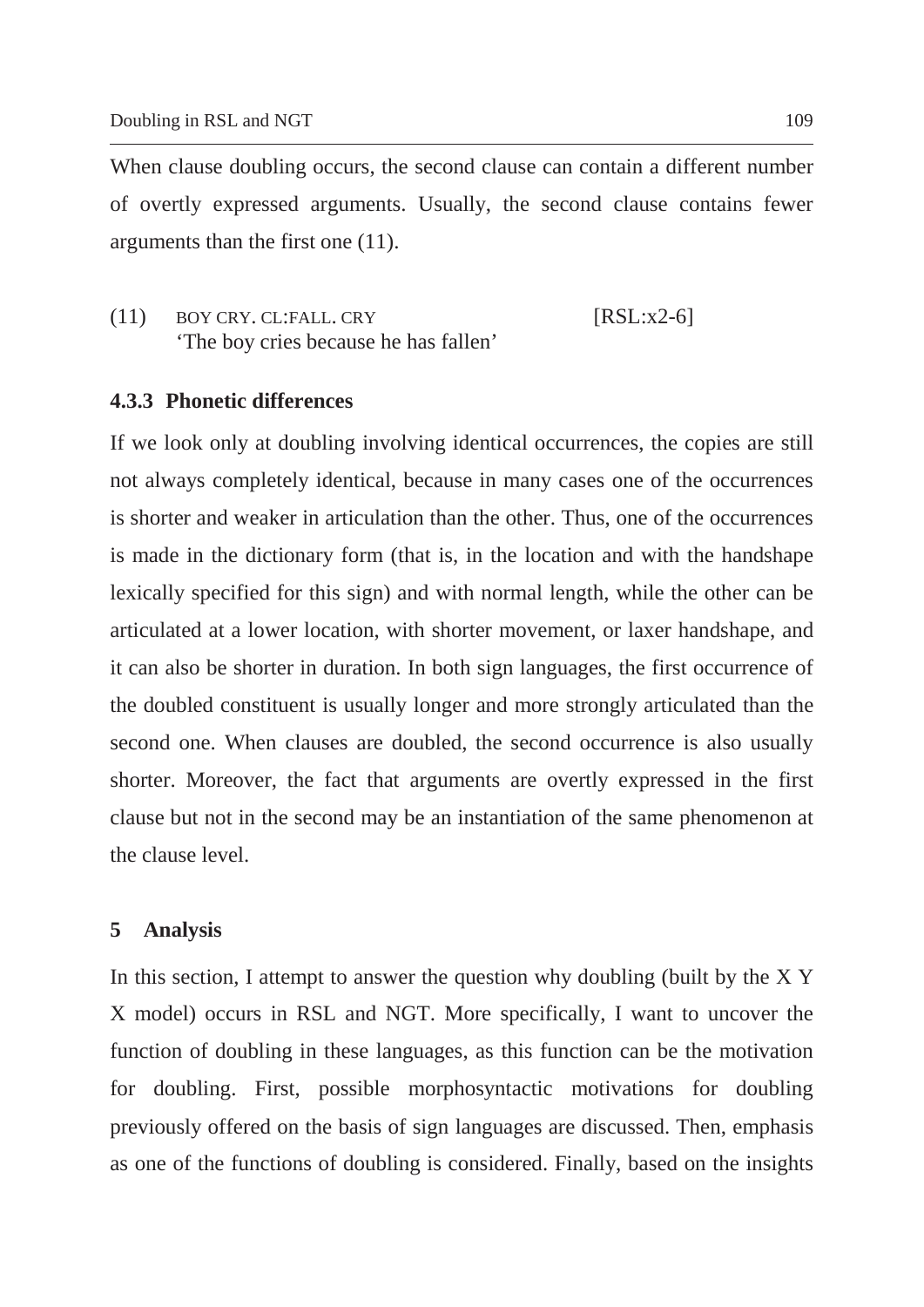When clause doubling occurs, the second clause can contain a different number of overtly expressed arguments. Usually, the second clause contains fewer arguments than the first one (11).

(11) BOY CRY. CL:FALL. CRY [RSL:x2-6]
'The boy cries because he has fallen'

### 4.3.3 Phonetic differences

If we look only at doubling involving identical occurrences, the copies are still not always completely identical, because in many cases one of the occurrences is shorter and weaker in articulation than the other. Thus, one of the occurrences is made in the dictionary form (that is, in the location and with the handshape lexically specified for this sign) and with normal length, while the other can be articulated at a lower location, with shorter movement, or laxer handshape, and it can also be shorter in duration. In both sign languages, the first occurrence of the doubled constituent is usually longer and more strongly articulated than the second one. When clauses are doubled, the second occurrence is also usually shorter. Moreover, the fact that arguments are overtly expressed in the first clause but not in the second may be an instantiation of the same phenomenon at the clause level.

## 5 Analysis

In this section, I attempt to answer the question why doubling (built by the X Y X model) occurs in RSL and NGT. More specifically, I want to uncover the function of doubling in these languages, as this function can be the motivation for doubling. First, possible morphosyntactic motivations for doubling previously offered on the basis of sign languages are discussed. Then, emphasis as one of the functions of doubling is considered. Finally, based on the insights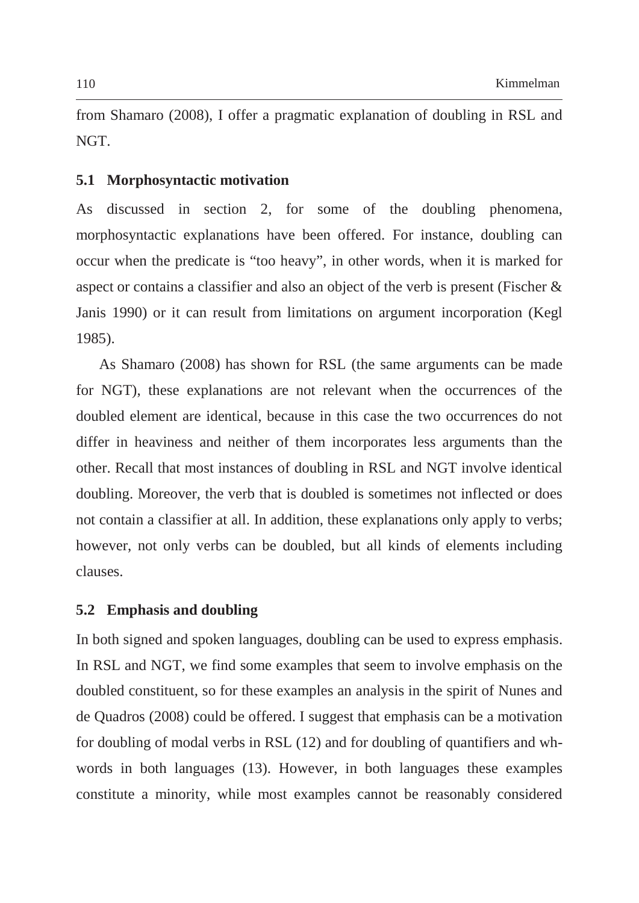from Shamaro (2008), I offer a pragmatic explanation of doubling in RSL and NGT.

### 5.1 Morphosyntactic motivation

As discussed in section 2, for some of the doubling phenomena, morphosyntactic explanations have been offered. For instance, doubling can occur when the predicate is "too heavy", in other words, when it is marked for aspect or contains a classifier and also an object of the verb is present (Fischer & Janis 1990) or it can result from limitations on argument incorporation (Kegl 1985).

As Shamaro (2008) has shown for RSL (the same arguments can be made for NGT), these explanations are not relevant when the occurrences of the doubled element are identical, because in this case the two occurrences do not differ in heaviness and neither of them incorporates less arguments than the other. Recall that most instances of doubling in RSL and NGT involve identical doubling. Moreover, the verb that is doubled is sometimes not inflected or does not contain a classifier at all. In addition, these explanations only apply to verbs; however, not only verbs can be doubled, but all kinds of elements including clauses.

### 5.2 Emphasis and doubling

In both signed and spoken languages, doubling can be used to express emphasis. In RSL and NGT, we find some examples that seem to involve emphasis on the doubled constituent, so for these examples an analysis in the spirit of Nunes and de Quadros (2008) could be offered. I suggest that emphasis can be a motivation for doubling of modal verbs in RSL (12) and for doubling of quantifiers and wh-words in both languages (13). However, in both languages these examples constitute a minority, while most examples cannot be reasonably considered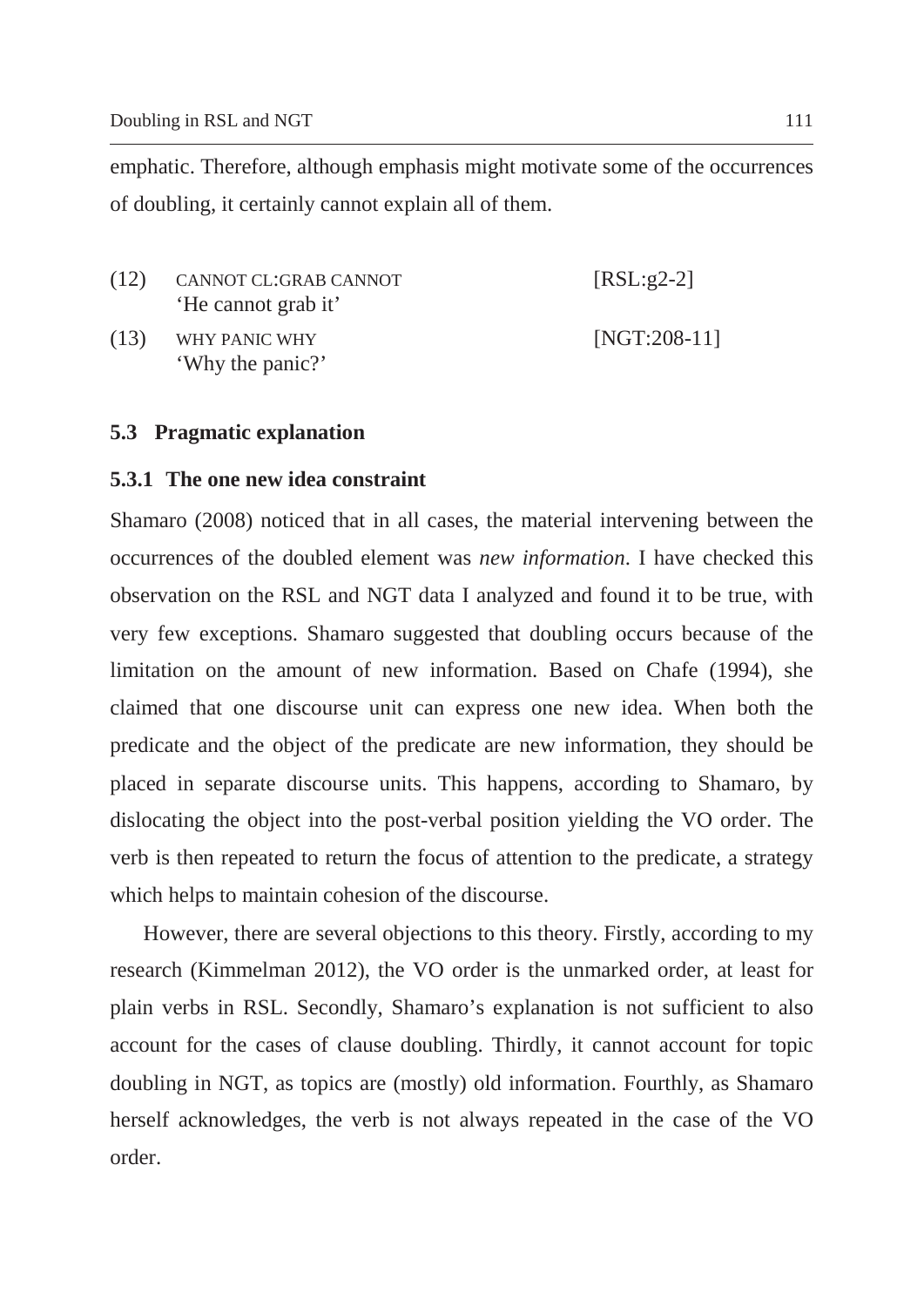emphatic. Therefore, although emphasis might motivate some of the occurrences of doubling, it certainly cannot explain all of them.

(12) CANNOT CL:GRAB CANNOT [RSL:g2-2]
'He cannot grab it'

(13) WHY PANIC WHY [NGT:208-11]
'Why the panic?'

### 5.3 Pragmatic explanation

#### 5.3.1 The one new idea constraint

Shamaro (2008) noticed that in all cases, the material intervening between the occurrences of the doubled element was *new information*. I have checked this observation on the RSL and NGT data I analyzed and found it to be true, with very few exceptions. Shamaro suggested that doubling occurs because of the limitation on the amount of new information. Based on Chafe (1994), she claimed that one discourse unit can express one new idea. When both the predicate and the object of the predicate are new information, they should be placed in separate discourse units. This happens, according to Shamaro, by dislocating the object into the post-verbal position yielding the VO order. The verb is then repeated to return the focus of attention to the predicate, a strategy which helps to maintain cohesion of the discourse.

However, there are several objections to this theory. Firstly, according to my research (Kimmelman 2012), the VO order is the unmarked order, at least for plain verbs in RSL. Secondly, Shamaro's explanation is not sufficient to also account for the cases of clause doubling. Thirdly, it cannot account for topic doubling in NGT, as topics are (mostly) old information. Fourthly, as Shamaro herself acknowledges, the verb is not always repeated in the case of the VO order.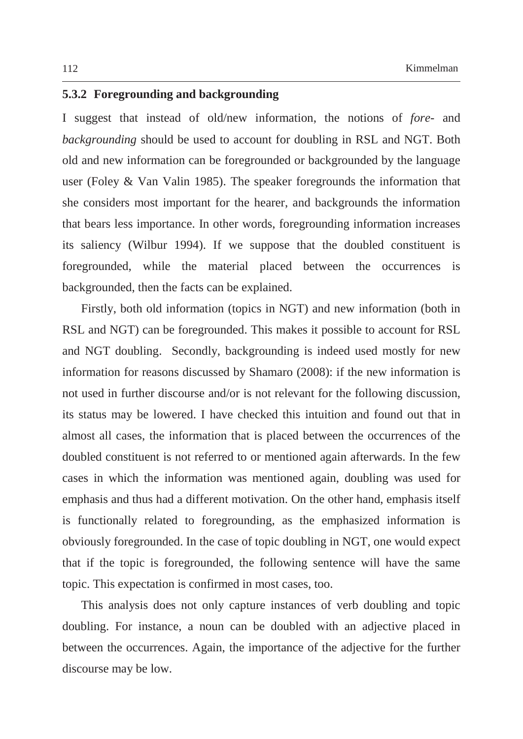### 5.3.2 Foregrounding and backgrounding

I suggest that instead of old/new information, the notions of *fore-* and *backgrounding* should be used to account for doubling in RSL and NGT. Both old and new information can be foregrounded or backgrounded by the language user (Foley & Van Valin 1985). The speaker foregrounds the information that she considers most important for the hearer, and backgrounds the information that bears less importance. In other words, foregrounding information increases its saliency (Wilbur 1994). If we suppose that the doubled constituent is foregrounded, while the material placed between the occurrences is backgrounded, then the facts can be explained.

Firstly, both old information (topics in NGT) and new information (both in RSL and NGT) can be foregrounded. This makes it possible to account for RSL and NGT doubling. Secondly, backgrounding is indeed used mostly for new information for reasons discussed by Shamaro (2008): if the new information is not used in further discourse and/or is not relevant for the following discussion, its status may be lowered. I have checked this intuition and found out that in almost all cases, the information that is placed between the occurrences of the doubled constituent is not referred to or mentioned again afterwards. In the few cases in which the information was mentioned again, doubling was used for emphasis and thus had a different motivation. On the other hand, emphasis itself is functionally related to foregrounding, as the emphasized information is obviously foregrounded. In the case of topic doubling in NGT, one would expect that if the topic is foregrounded, the following sentence will have the same topic. This expectation is confirmed in most cases, too.

This analysis does not only capture instances of verb doubling and topic doubling. For instance, a noun can be doubled with an adjective placed in between the occurrences. Again, the importance of the adjective for the further discourse may be low.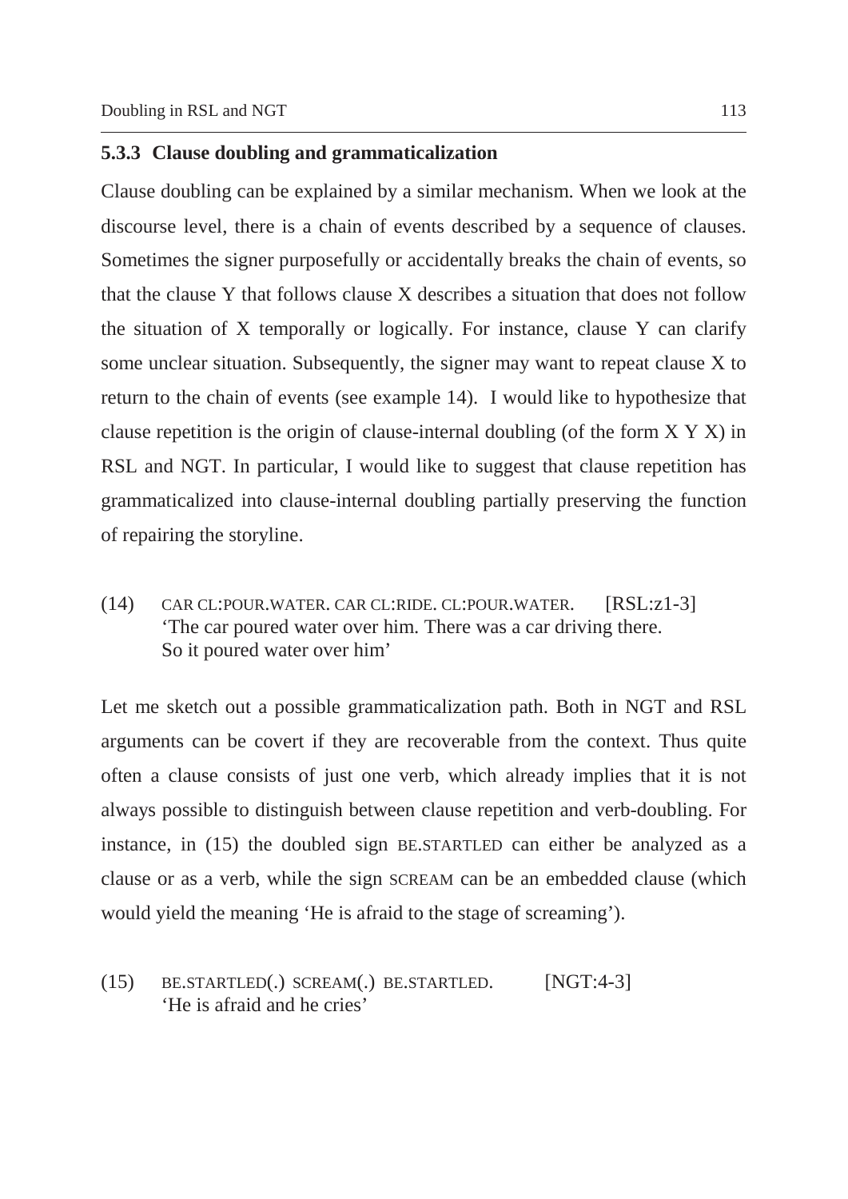### 5.3.3 Clause doubling and grammaticalization

Clause doubling can be explained by a similar mechanism. When we look at the discourse level, there is a chain of events described by a sequence of clauses. Sometimes the signer purposefully or accidentally breaks the chain of events, so that the clause Y that follows clause X describes a situation that does not follow the situation of X temporally or logically. For instance, clause Y can clarify some unclear situation. Subsequently, the signer may want to repeat clause X to return to the chain of events (see example 14). I would like to hypothesize that clause repetition is the origin of clause-internal doubling (of the form X Y X) in RSL and NGT. In particular, I would like to suggest that clause repetition has grammaticalized into clause-internal doubling partially preserving the function of repairing the storyline.

(14) CAR CL:POUR.WATER. CAR CL:RIDE. CL:POUR.WATER. [RSL:z1-3]
'The car poured water over him. There was a car driving there. So it poured water over him'

Let me sketch out a possible grammaticalization path. Both in NGT and RSL arguments can be covert if they are recoverable from the context. Thus quite often a clause consists of just one verb, which already implies that it is not always possible to distinguish between clause repetition and verb-doubling. For instance, in (15) the doubled sign BE.STARTLED can either be analyzed as a clause or as a verb, while the sign SCREAM can be an embedded clause (which would yield the meaning 'He is afraid to the stage of screaming').

(15) BE.STARTLED(.) SCREAM(.) BE.STARTLED. [NGT:4-3]
'He is afraid and he cries'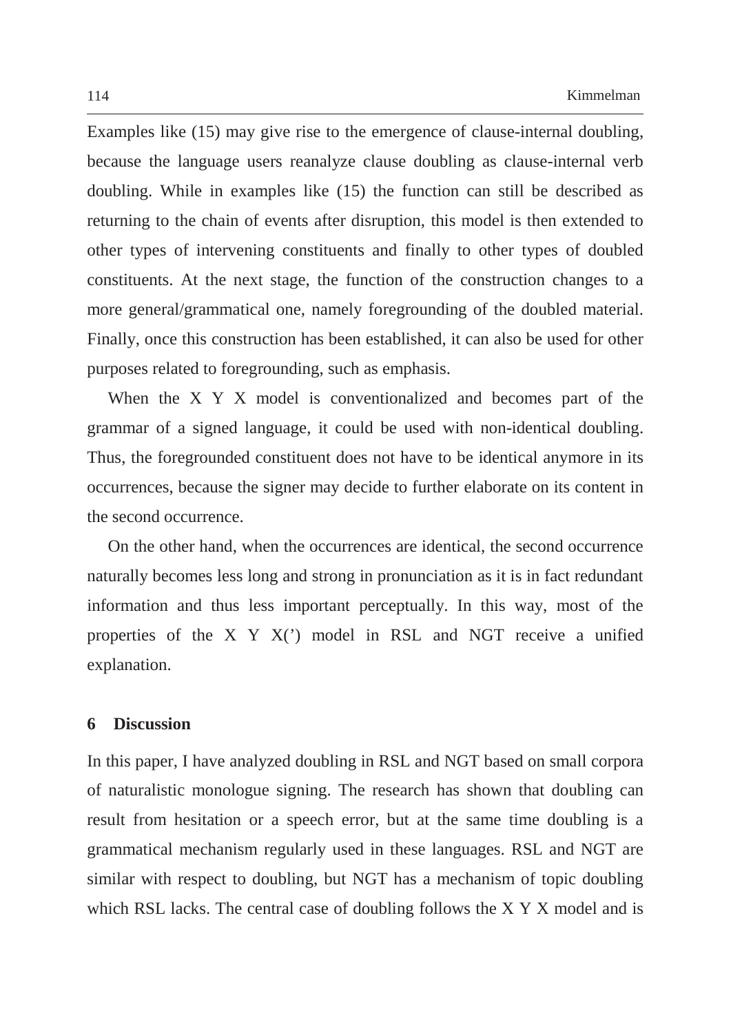Examples like (15) may give rise to the emergence of clause-internal doubling, because the language users reanalyze clause doubling as clause-internal verb doubling. While in examples like (15) the function can still be described as returning to the chain of events after disruption, this model is then extended to other types of intervening constituents and finally to other types of doubled constituents. At the next stage, the function of the construction changes to a more general/grammatical one, namely foregrounding of the doubled material. Finally, once this construction has been established, it can also be used for other purposes related to foregrounding, such as emphasis.

When the X Y X model is conventionalized and becomes part of the grammar of a signed language, it could be used with non-identical doubling. Thus, the foregrounded constituent does not have to be identical anymore in its occurrences, because the signer may decide to further elaborate on its content in the second occurrence.

On the other hand, when the occurrences are identical, the second occurrence naturally becomes less long and strong in pronunciation as it is in fact redundant information and thus less important perceptually. In this way, most of the properties of the X Y X(') model in RSL and NGT receive a unified explanation.

## 6 Discussion

In this paper, I have analyzed doubling in RSL and NGT based on small corpora of naturalistic monologue signing. The research has shown that doubling can result from hesitation or a speech error, but at the same time doubling is a grammatical mechanism regularly used in these languages. RSL and NGT are similar with respect to doubling, but NGT has a mechanism of topic doubling which RSL lacks. The central case of doubling follows the X Y X model and is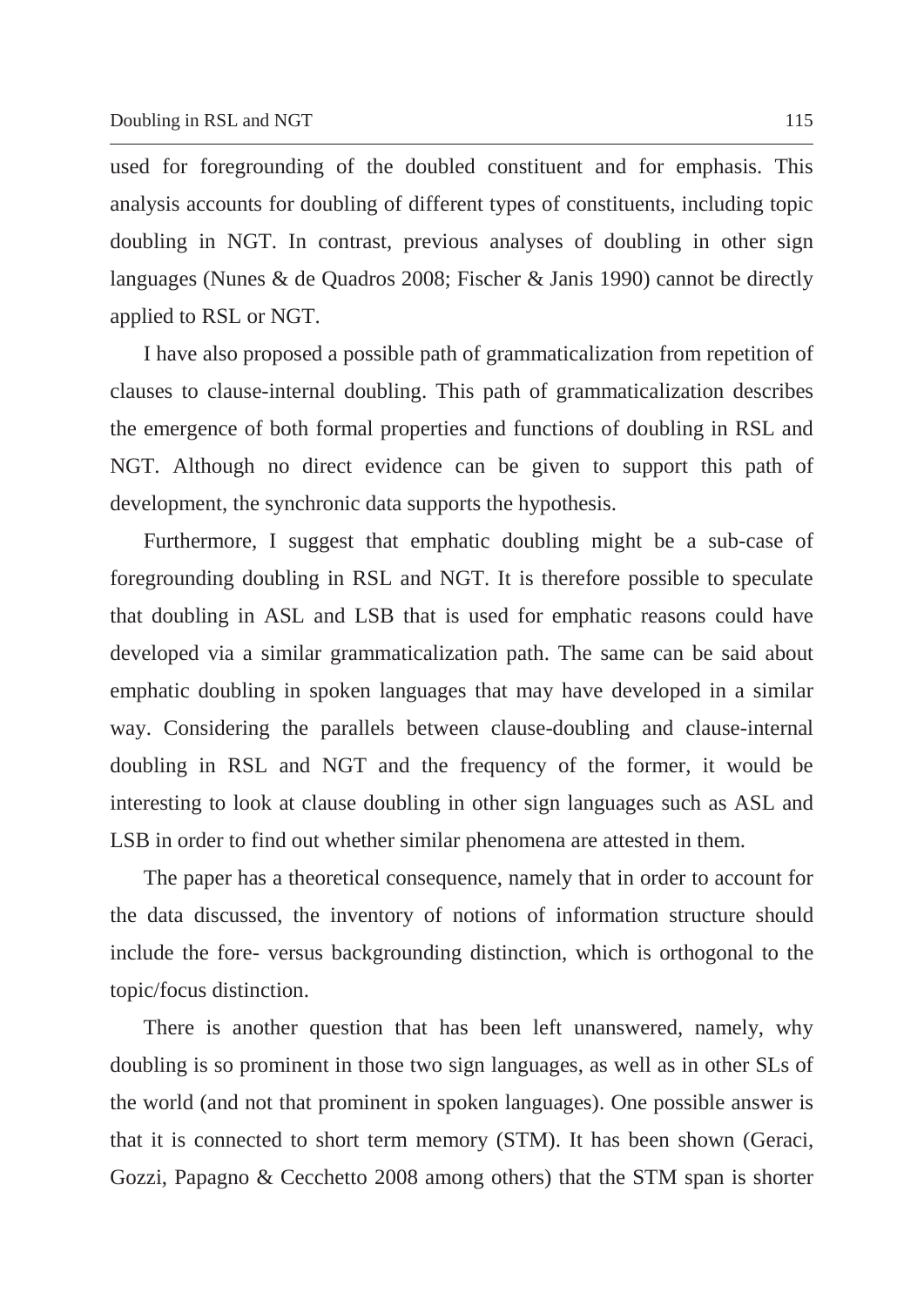used for foregrounding of the doubled constituent and for emphasis. This analysis accounts for doubling of different types of constituents, including topic doubling in NGT. In contrast, previous analyses of doubling in other sign languages (Nunes & de Quadros 2008; Fischer & Janis 1990) cannot be directly applied to RSL or NGT.

I have also proposed a possible path of grammaticalization from repetition of clauses to clause-internal doubling. This path of grammaticalization describes the emergence of both formal properties and functions of doubling in RSL and NGT. Although no direct evidence can be given to support this path of development, the synchronic data supports the hypothesis.

Furthermore, I suggest that emphatic doubling might be a sub-case of foregrounding doubling in RSL and NGT. It is therefore possible to speculate that doubling in ASL and LSB that is used for emphatic reasons could have developed via a similar grammaticalization path. The same can be said about emphatic doubling in spoken languages that may have developed in a similar way. Considering the parallels between clause-doubling and clause-internal doubling in RSL and NGT and the frequency of the former, it would be interesting to look at clause doubling in other sign languages such as ASL and LSB in order to find out whether similar phenomena are attested in them.

The paper has a theoretical consequence, namely that in order to account for the data discussed, the inventory of notions of information structure should include the fore- versus backgrounding distinction, which is orthogonal to the topic/focus distinction.

There is another question that has been left unanswered, namely, why doubling is so prominent in those two sign languages, as well as in other SLs of the world (and not that prominent in spoken languages). One possible answer is that it is connected to short term memory (STM). It has been shown (Geraci, Gozzi, Papagno & Cecchetto 2008 among others) that the STM span is shorter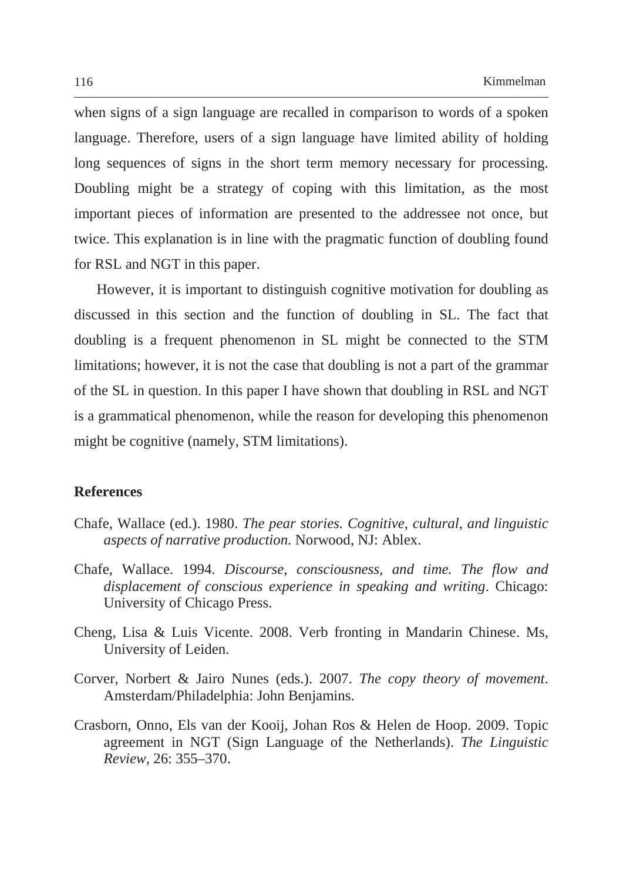when signs of a sign language are recalled in comparison to words of a spoken language. Therefore, users of a sign language have limited ability of holding long sequences of signs in the short term memory necessary for processing. Doubling might be a strategy of coping with this limitation, as the most important pieces of information are presented to the addressee not once, but twice. This explanation is in line with the pragmatic function of doubling found for RSL and NGT in this paper.

However, it is important to distinguish cognitive motivation for doubling as discussed in this section and the function of doubling in SL. The fact that doubling is a frequent phenomenon in SL might be connected to the STM limitations; however, it is not the case that doubling is not a part of the grammar of the SL in question. In this paper I have shown that doubling in RSL and NGT is a grammatical phenomenon, while the reason for developing this phenomenon might be cognitive (namely, STM limitations).

## References

Chafe, Wallace (ed.). 1980. *The pear stories. Cognitive, cultural, and linguistic aspects of narrative production.* Norwood, NJ: Ablex.

Chafe, Wallace. 1994. *Discourse, consciousness, and time. The flow and displacement of conscious experience in speaking and writing*. Chicago: University of Chicago Press.

Cheng, Lisa & Luis Vicente. 2008. Verb fronting in Mandarin Chinese. Ms, University of Leiden.

Corver, Norbert & Jairo Nunes (eds.). 2007. *The copy theory of movement*. Amsterdam/Philadelphia: John Benjamins.

Crasborn, Onno, Els van der Kooij, Johan Ros & Helen de Hoop. 2009. Topic agreement in NGT (Sign Language of the Netherlands). *The Linguistic Review*, 26: 355–370.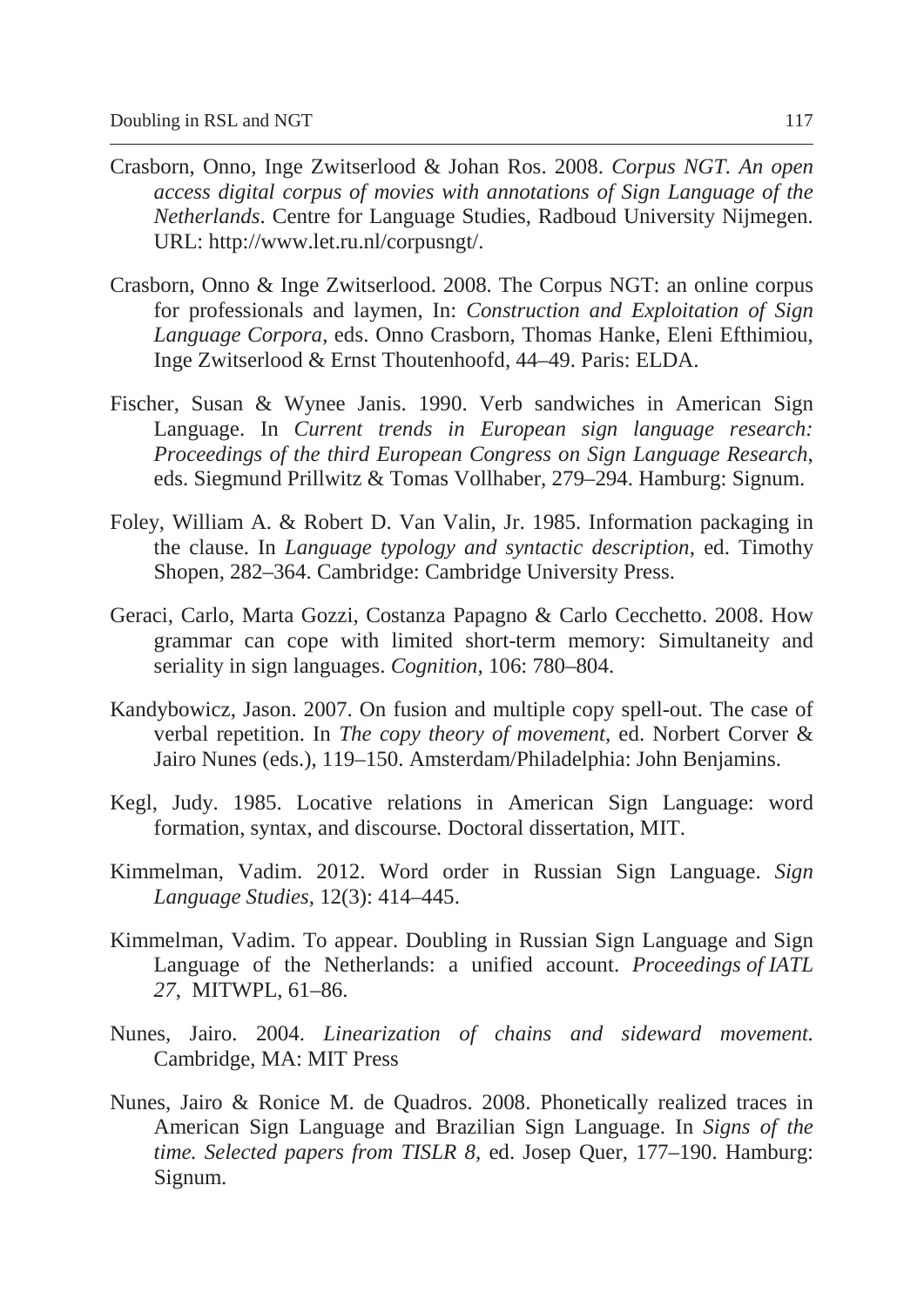Crasborn, Onno, Inge Zwitserlood & Johan Ros. 2008. *Corpus NGT. An open access digital corpus of movies with annotations of Sign Language of the Netherlands*. Centre for Language Studies, Radboud University Nijmegen. URL: http://www.let.ru.nl/corpusngt/.

Crasborn, Onno & Inge Zwitserlood. 2008. The Corpus NGT: an online corpus for professionals and laymen, In: *Construction and Exploitation of Sign Language Corpora*, eds. Onno Crasborn, Thomas Hanke, Eleni Efthimiou, Inge Zwitserlood & Ernst Thoutenhoofd, 44–49. Paris: ELDA.

Fischer, Susan & Wynee Janis. 1990. Verb sandwiches in American Sign Language. In *Current trends in European sign language research: Proceedings of the third European Congress on Sign Language Research*, eds. Siegmund Prillwitz & Tomas Vollhaber, 279–294. Hamburg: Signum.

Foley, William A. & Robert D. Van Valin, Jr. 1985. Information packaging in the clause. In *Language typology and syntactic description*, ed. Timothy Shopen, 282–364. Cambridge: Cambridge University Press.

Geraci, Carlo, Marta Gozzi, Costanza Papagno & Carlo Cecchetto. 2008. How grammar can cope with limited short-term memory: Simultaneity and seriality in sign languages. *Cognition*, 106: 780–804.

Kandybowicz, Jason. 2007. On fusion and multiple copy spell-out. The case of verbal repetition. In *The copy theory of movement*, ed. Norbert Corver & Jairo Nunes (eds.), 119–150. Amsterdam/Philadelphia: John Benjamins.

Kegl, Judy. 1985. Locative relations in American Sign Language: word formation, syntax, and discourse*.* Doctoral dissertation, MIT.

Kimmelman, Vadim. 2012. Word order in Russian Sign Language. *Sign Language Studies*, 12(3): 414–445.

Kimmelman, Vadim. To appear. Doubling in Russian Sign Language and Sign Language of the Netherlands: a unified account. *Proceedings of IATL 27*, MITWPL, 61–86.

Nunes, Jairo. 2004. *Linearization of chains and sideward movement.* Cambridge, MA: MIT Press

Nunes, Jairo & Ronice M. de Quadros. 2008. Phonetically realized traces in American Sign Language and Brazilian Sign Language. In *Signs of the time. Selected papers from TISLR 8*, ed. Josep Quer, 177–190. Hamburg: Signum.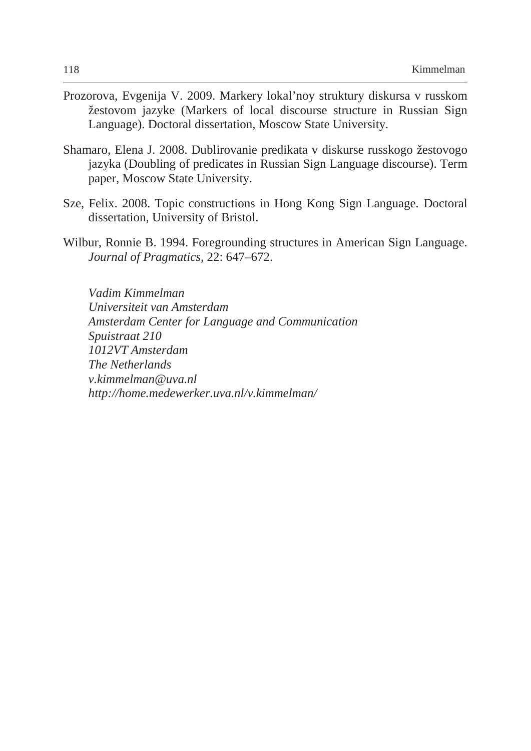Prozorova, Evgenija V. 2009. Markery lokal’noy struktury diskursa v russkom žestovom jazyke (Markers of local discourse structure in Russian Sign Language). Doctoral dissertation, Moscow State University.

Shamaro, Elena J. 2008. Dublirovanie predikata v diskurse russkogo žestovogo jazyka (Doubling of predicates in Russian Sign Language discourse). Term paper, Moscow State University.

Sze, Felix. 2008. Topic constructions in Hong Kong Sign Language. Doctoral dissertation, University of Bristol.

Wilbur, Ronnie B. 1994. Foregrounding structures in American Sign Language. *Journal of Pragmatics*, 22: 647–672.

*Vadim Kimmelman*
*Universiteit van Amsterdam*
*Amsterdam Center for Language and Communication*
*Spuistraat 210*
*1012VT Amsterdam*
*The Netherlands*
*v.kimmelman@uva.nl*
*http://home.medewerker.uva.nl/v.kimmelman/*